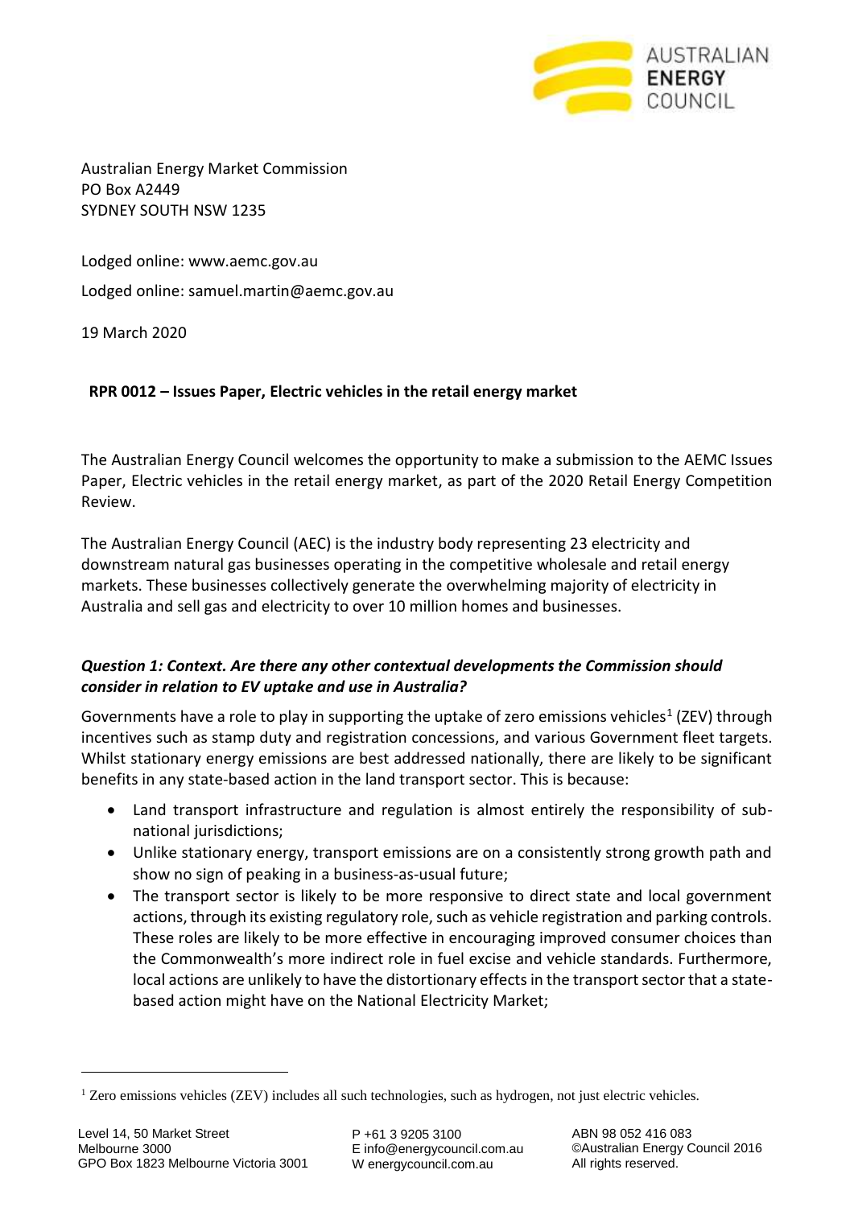Australian Energy Market Commission
PO Box A2449
SYDNEY SOUTH NSW 1235

Lodged online: www.aemc.gov.au

Lodged online: samuel.martin@aemc.gov.au

19 March 2020

**RPR 0012 – Issues Paper, Electric vehicles in the retail energy market**

The Australian Energy Council welcomes the opportunity to make a submission to the AEMC Issues Paper, Electric vehicles in the retail energy market, as part of the 2020 Retail Energy Competition Review.

The Australian Energy Council (AEC) is the industry body representing 23 electricity and downstream natural gas businesses operating in the competitive wholesale and retail energy markets. These businesses collectively generate the overwhelming majority of electricity in Australia and sell gas and electricity to over 10 million homes and businesses.

***Question 1: Context. Are there any other contextual developments the Commission should consider in relation to EV uptake and use in Australia?***

Governments have a role to play in supporting the uptake of zero emissions vehicles[1] (ZEV) through incentives such as stamp duty and registration concessions, and various Government fleet targets. Whilst stationary energy emissions are best addressed nationally, there are likely to be significant benefits in any state-based action in the land transport sector. This is because:

- Land transport infrastructure and regulation is almost entirely the responsibility of sub-national jurisdictions;
- Unlike stationary energy, transport emissions are on a consistently strong growth path and show no sign of peaking in a business-as-usual future;
- The transport sector is likely to be more responsive to direct state and local government actions, through its existing regulatory role, such as vehicle registration and parking controls. These roles are likely to be more effective in encouraging improved consumer choices than the Commonwealth's more indirect role in fuel excise and vehicle standards. Furthermore, local actions are unlikely to have the distortionary effects in the transport sector that a state-based action might have on the National Electricity Market;

[1] Zero emissions vehicles (ZEV) includes all such technologies, such as hydrogen, not just electric vehicles.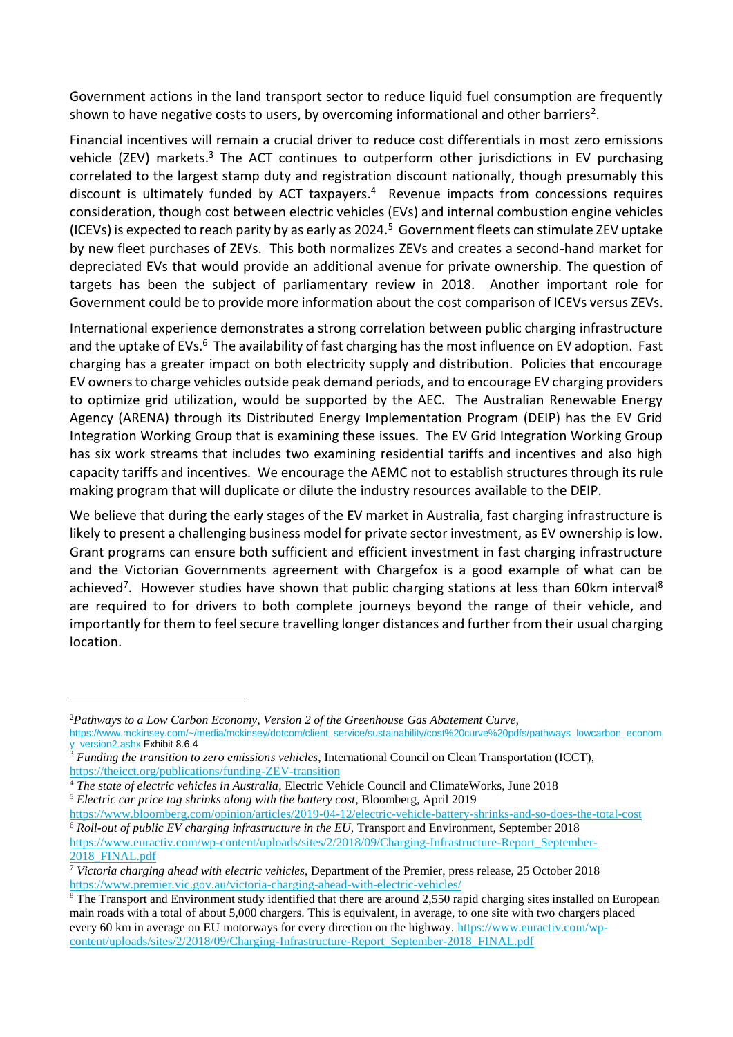Government actions in the land transport sector to reduce liquid fuel consumption are frequently shown to have negative costs to users, by overcoming informational and other barriers[2].

Financial incentives will remain a crucial driver to reduce cost differentials in most zero emissions vehicle (ZEV) markets.[3] The ACT continues to outperform other jurisdictions in EV purchasing correlated to the largest stamp duty and registration discount nationally, though presumably this discount is ultimately funded by ACT taxpayers.[4] Revenue impacts from concessions requires consideration, though cost between electric vehicles (EVs) and internal combustion engine vehicles (ICEVs) is expected to reach parity by as early as 2024.[5] Government fleets can stimulate ZEV uptake by new fleet purchases of ZEVs. This both normalizes ZEVs and creates a second-hand market for depreciated EVs that would provide an additional avenue for private ownership. The question of targets has been the subject of parliamentary review in 2018. Another important role for Government could be to provide more information about the cost comparison of ICEVs versus ZEVs.

International experience demonstrates a strong correlation between public charging infrastructure and the uptake of EVs.[6] The availability of fast charging has the most influence on EV adoption. Fast charging has a greater impact on both electricity supply and distribution. Policies that encourage EV owners to charge vehicles outside peak demand periods, and to encourage EV charging providers to optimize grid utilization, would be supported by the AEC. The Australian Renewable Energy Agency (ARENA) through its Distributed Energy Implementation Program (DEIP) has the EV Grid Integration Working Group that is examining these issues. The EV Grid Integration Working Group has six work streams that includes two examining residential tariffs and incentives and also high capacity tariffs and incentives. We encourage the AEMC not to establish structures through its rule making program that will duplicate or dilute the industry resources available to the DEIP.

We believe that during the early stages of the EV market in Australia, fast charging infrastructure is likely to present a challenging business model for private sector investment, as EV ownership is low. Grant programs can ensure both sufficient and efficient investment in fast charging infrastructure and the Victorian Governments agreement with Chargefox is a good example of what can be achieved[7]. However studies have shown that public charging stations at less than 60km interval[8] are required to for drivers to both complete journeys beyond the range of their vehicle, and importantly for them to feel secure travelling longer distances and further from their usual charging location.

---

[2] *Pathways to a Low Carbon Economy, Version 2 of the Greenhouse Gas Abatement Curve,* https://www.mckinsey.com/~/media/mckinsey/dotcom/client_service/sustainability/cost%20curve%20pdfs/pathways_lowcarbon_economy_version2.ashx Exhibit 8.6.4

[3] *Funding the transition to zero emissions vehicles*, International Council on Clean Transportation (ICCT), https://theicct.org/publications/funding-ZEV-transition

[4] *The state of electric vehicles in Australia*, Electric Vehicle Council and ClimateWorks, June 2018

[5] *Electric car price tag shrinks along with the battery cost*, Bloomberg, April 2019 https://www.bloomberg.com/opinion/articles/2019-04-12/electric-vehicle-battery-shrinks-and-so-does-the-total-cost

[6] *Roll-out of public EV charging infrastructure in the EU*, Transport and Environment, September 2018 https://www.euractiv.com/wp-content/uploads/sites/2/2018/09/Charging-Infrastructure-Report_September-2018_FINAL.pdf

[7] *Victoria charging ahead with electric vehicles*, Department of the Premier, press release, 25 October 2018 https://www.premier.vic.gov.au/victoria-charging-ahead-with-electric-vehicles/

[8] The Transport and Environment study identified that there are around 2,550 rapid charging sites installed on European main roads with a total of about 5,000 chargers. This is equivalent, in average, to one site with two chargers placed every 60 km in average on EU motorways for every direction on the highway. https://www.euractiv.com/wp-content/uploads/sites/2/2018/09/Charging-Infrastructure-Report_September-2018_FINAL.pdf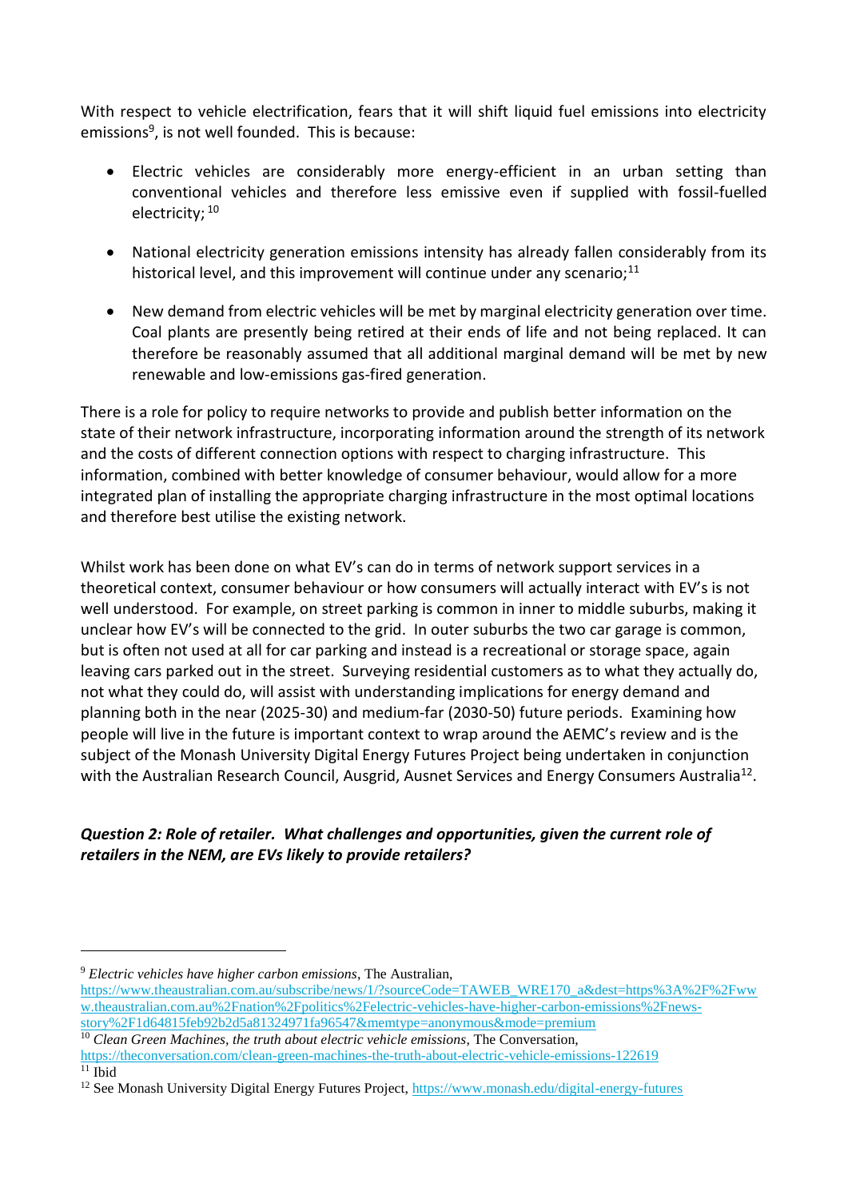With respect to vehicle electrification, fears that it will shift liquid fuel emissions into electricity emissions[9], is not well founded. This is because:

- Electric vehicles are considerably more energy-efficient in an urban setting than conventional vehicles and therefore less emissive even if supplied with fossil-fuelled electricity; [10]

- National electricity generation emissions intensity has already fallen considerably from its historical level, and this improvement will continue under any scenario;[11]

- New demand from electric vehicles will be met by marginal electricity generation over time. Coal plants are presently being retired at their ends of life and not being replaced. It can therefore be reasonably assumed that all additional marginal demand will be met by new renewable and low-emissions gas-fired generation.

There is a role for policy to require networks to provide and publish better information on the state of their network infrastructure, incorporating information around the strength of its network and the costs of different connection options with respect to charging infrastructure. This information, combined with better knowledge of consumer behaviour, would allow for a more integrated plan of installing the appropriate charging infrastructure in the most optimal locations and therefore best utilise the existing network.

Whilst work has been done on what EV's can do in terms of network support services in a theoretical context, consumer behaviour or how consumers will actually interact with EV's is not well understood. For example, on street parking is common in inner to middle suburbs, making it unclear how EV's will be connected to the grid. In outer suburbs the two car garage is common, but is often not used at all for car parking and instead is a recreational or storage space, again leaving cars parked out in the street. Surveying residential customers as to what they actually do, not what they could do, will assist with understanding implications for energy demand and planning both in the near (2025-30) and medium-far (2030-50) future periods. Examining how people will live in the future is important context to wrap around the AEMC's review and is the subject of the Monash University Digital Energy Futures Project being undertaken in conjunction with the Australian Research Council, Ausgrid, Ausnet Services and Energy Consumers Australia[12].

***Question 2: Role of retailer. What challenges and opportunities, given the current role of retailers in the NEM, are EVs likely to provide retailers?***

---

[9] *Electric vehicles have higher carbon emissions*, The Australian, https://www.theaustralian.com.au/subscribe/news/1/?sourceCode=TAWEB_WRE170_a&dest=https%3A%2F%2Fwww.theaustralian.com.au%2Fnation%2Fpolitics%2Felectric-vehicles-have-higher-carbon-emissions%2Fnews-story%2F1d64815feb92b2d5a81324971fa96547&memtype=anonymous&mode=premium

[10] *Clean Green Machines, the truth about electric vehicle emissions*, The Conversation, https://theconversation.com/clean-green-machines-the-truth-about-electric-vehicle-emissions-122619

[11] Ibid

[12] See Monash University Digital Energy Futures Project, https://www.monash.edu/digital-energy-futures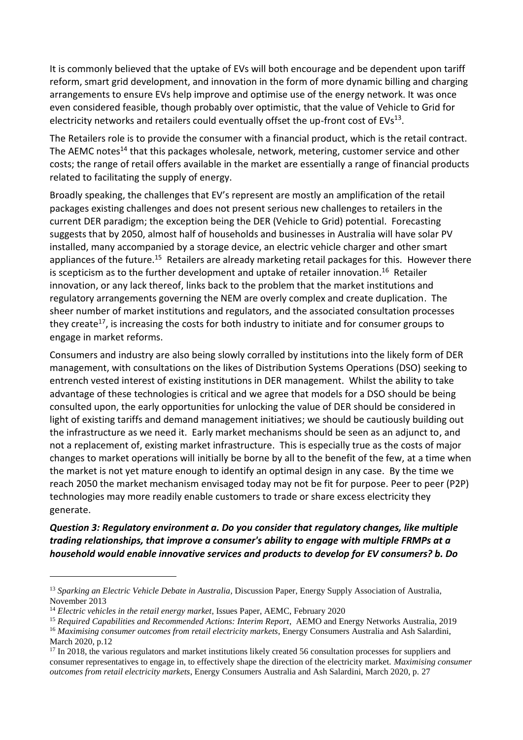It is commonly believed that the uptake of EVs will both encourage and be dependent upon tariff reform, smart grid development, and innovation in the form of more dynamic billing and charging arrangements to ensure EVs help improve and optimise use of the energy network. It was once even considered feasible, though probably over optimistic, that the value of Vehicle to Grid for electricity networks and retailers could eventually offset the up-front cost of EVs[13].

The Retailers role is to provide the consumer with a financial product, which is the retail contract. The AEMC notes[14] that this packages wholesale, network, metering, customer service and other costs; the range of retail offers available in the market are essentially a range of financial products related to facilitating the supply of energy.

Broadly speaking, the challenges that EV's represent are mostly an amplification of the retail packages existing challenges and does not present serious new challenges to retailers in the current DER paradigm; the exception being the DER (Vehicle to Grid) potential. Forecasting suggests that by 2050, almost half of households and businesses in Australia will have solar PV installed, many accompanied by a storage device, an electric vehicle charger and other smart appliances of the future.[15] Retailers are already marketing retail packages for this. However there is scepticism as to the further development and uptake of retailer innovation.[16] Retailer innovation, or any lack thereof, links back to the problem that the market institutions and regulatory arrangements governing the NEM are overly complex and create duplication. The sheer number of market institutions and regulators, and the associated consultation processes they create[17], is increasing the costs for both industry to initiate and for consumer groups to engage in market reforms.

Consumers and industry are also being slowly corralled by institutions into the likely form of DER management, with consultations on the likes of Distribution Systems Operations (DSO) seeking to entrench vested interest of existing institutions in DER management. Whilst the ability to take advantage of these technologies is critical and we agree that models for a DSO should be being consulted upon, the early opportunities for unlocking the value of DER should be considered in light of existing tariffs and demand management initiatives; we should be cautiously building out the infrastructure as we need it. Early market mechanisms should be seen as an adjunct to, and not a replacement of, existing market infrastructure. This is especially true as the costs of major changes to market operations will initially be borne by all to the benefit of the few, at a time when the market is not yet mature enough to identify an optimal design in any case. By the time we reach 2050 the market mechanism envisaged today may not be fit for purpose. Peer to peer (P2P) technologies may more readily enable customers to trade or share excess electricity they generate.

***Question 3: Regulatory environment a. Do you consider that regulatory changes, like multiple trading relationships, that improve a consumer's ability to engage with multiple FRMPs at a household would enable innovative services and products to develop for EV consumers? b. Do***

---

[13] *Sparking an Electric Vehicle Debate in Australia*, Discussion Paper, Energy Supply Association of Australia, November 2013

[14] *Electric vehicles in the retail energy market*, Issues Paper, AEMC, February 2020

[15] *Required Capabilities and Recommended Actions: Interim Report*, AEMO and Energy Networks Australia, 2019

[16] *Maximising consumer outcomes from retail electricity markets*, Energy Consumers Australia and Ash Salardini, March 2020, p.12

[17] In 2018, the various regulators and market institutions likely created 56 consultation processes for suppliers and consumer representatives to engage in, to effectively shape the direction of the electricity market. *Maximising consumer outcomes from retail electricity markets*, Energy Consumers Australia and Ash Salardini, March 2020, p. 27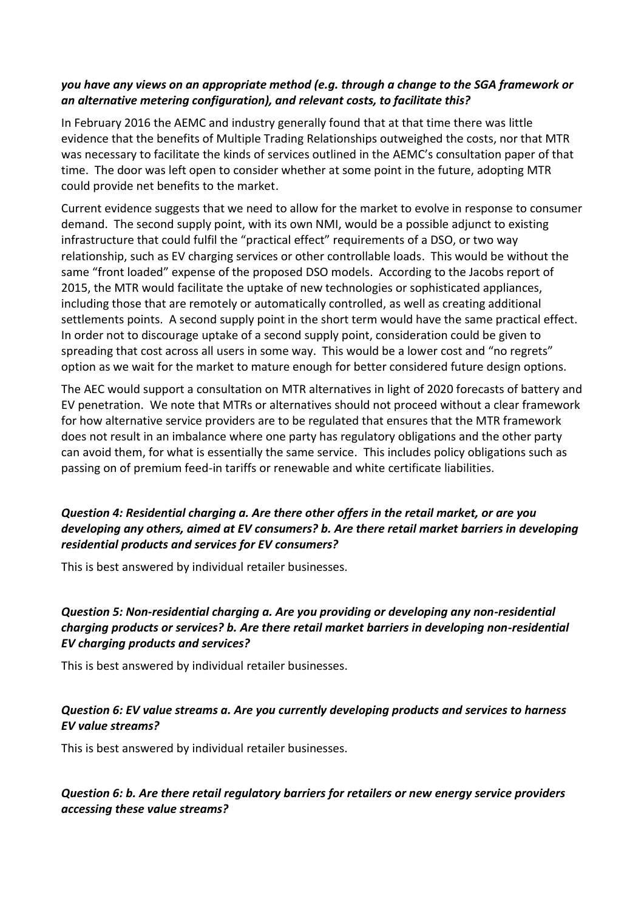***you have any views on an appropriate method (e.g. through a change to the SGA framework or an alternative metering configuration), and relevant costs, to facilitate this?***

In February 2016 the AEMC and industry generally found that at that time there was little evidence that the benefits of Multiple Trading Relationships outweighed the costs, nor that MTR was necessary to facilitate the kinds of services outlined in the AEMC's consultation paper of that time. The door was left open to consider whether at some point in the future, adopting MTR could provide net benefits to the market.

Current evidence suggests that we need to allow for the market to evolve in response to consumer demand. The second supply point, with its own NMI, would be a possible adjunct to existing infrastructure that could fulfil the "practical effect" requirements of a DSO, or two way relationship, such as EV charging services or other controllable loads. This would be without the same "front loaded" expense of the proposed DSO models. According to the Jacobs report of 2015, the MTR would facilitate the uptake of new technologies or sophisticated appliances, including those that are remotely or automatically controlled, as well as creating additional settlements points. A second supply point in the short term would have the same practical effect. In order not to discourage uptake of a second supply point, consideration could be given to spreading that cost across all users in some way. This would be a lower cost and "no regrets" option as we wait for the market to mature enough for better considered future design options.

The AEC would support a consultation on MTR alternatives in light of 2020 forecasts of battery and EV penetration. We note that MTRs or alternatives should not proceed without a clear framework for how alternative service providers are to be regulated that ensures that the MTR framework does not result in an imbalance where one party has regulatory obligations and the other party can avoid them, for what is essentially the same service. This includes policy obligations such as passing on of premium feed-in tariffs or renewable and white certificate liabilities.

***Question 4: Residential charging a. Are there other offers in the retail market, or are you developing any others, aimed at EV consumers? b. Are there retail market barriers in developing residential products and services for EV consumers?***

This is best answered by individual retailer businesses.

***Question 5: Non-residential charging a. Are you providing or developing any non-residential charging products or services? b. Are there retail market barriers in developing non-residential EV charging products and services?***

This is best answered by individual retailer businesses.

***Question 6: EV value streams a. Are you currently developing products and services to harness EV value streams?***

This is best answered by individual retailer businesses.

***Question 6: b. Are there retail regulatory barriers for retailers or new energy service providers accessing these value streams?***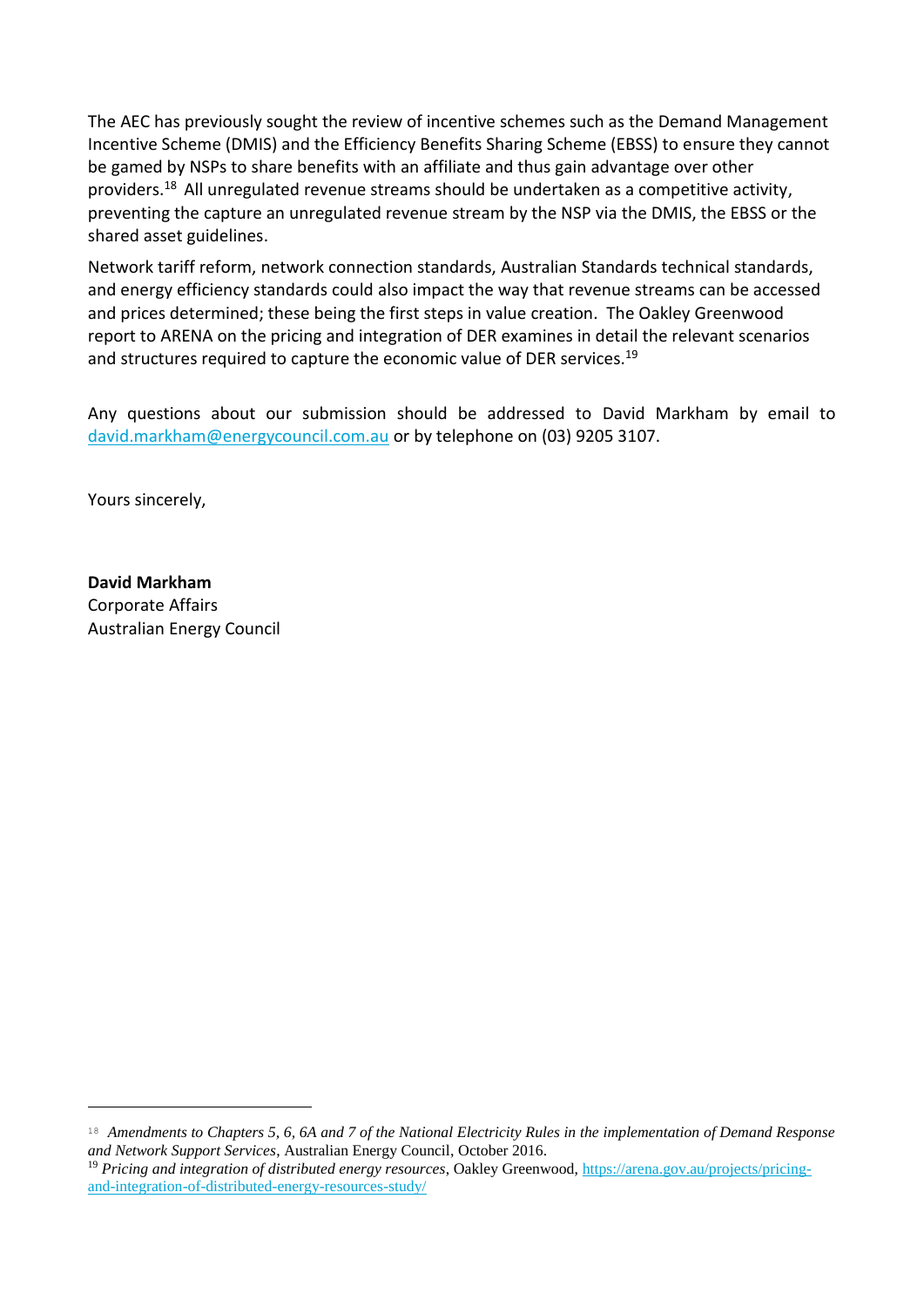The AEC has previously sought the review of incentive schemes such as the Demand Management Incentive Scheme (DMIS) and the Efficiency Benefits Sharing Scheme (EBSS) to ensure they cannot be gamed by NSPs to share benefits with an affiliate and thus gain advantage over other providers.[18] All unregulated revenue streams should be undertaken as a competitive activity, preventing the capture an unregulated revenue stream by the NSP via the DMIS, the EBSS or the shared asset guidelines.

Network tariff reform, network connection standards, Australian Standards technical standards, and energy efficiency standards could also impact the way that revenue streams can be accessed and prices determined; these being the first steps in value creation. The Oakley Greenwood report to ARENA on the pricing and integration of DER examines in detail the relevant scenarios and structures required to capture the economic value of DER services.[19]

Any questions about our submission should be addressed to David Markham by email to david.markham@energycouncil.com.au or by telephone on (03) 9205 3107.

Yours sincerely,

**David Markham**
Corporate Affairs
Australian Energy Council

---

[18] *Amendments to Chapters 5, 6, 6A and 7 of the National Electricity Rules in the implementation of Demand Response and Network Support Services*, Australian Energy Council, October 2016.

[19] *Pricing and integration of distributed energy resources*, Oakley Greenwood, https://arena.gov.au/projects/pricing-and-integration-of-distributed-energy-resources-study/